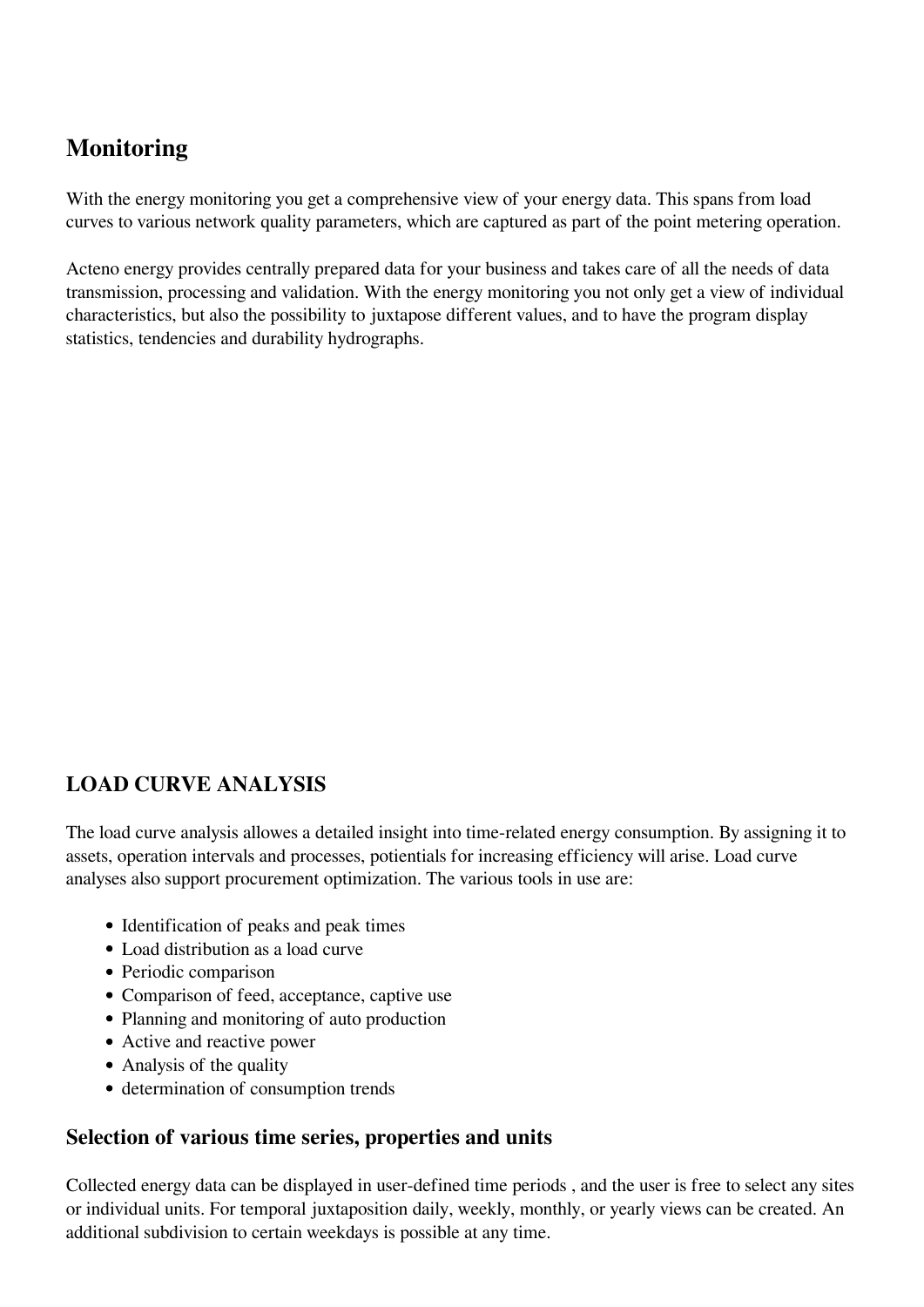## Monitoring

With the energy monitoring you get a comprehensive view of your energy data. This spans from load curves to various network quality parameters, which are captured as part of the point metering operation.

Acteno energy provides centrally prepared data for your business and takes care of all the needs of data transmission, processing and validation. With the energy monitoring you not only get a view of individual characteristics, but also the possibility to juxtapose different values, and to have the program display statistics, tendencies and durability hydrographs.

### LOAD CURVE ANALYSIS

The load curve analysis allowes a detailed insight into time-related energy consumption. By assigning it to assets, operation intervals and processes, potientials for increasing efficiency will arise. Load curve analyses also support procurement optimization. The various tools in use are:

- Identification of peaks and peak times
- Load distribution as a load curve
- Periodic comparison
- Comparison of feed, acceptance, captive use
- Planning and monitoring of auto production
- Active and reactive power
- Analysis of the quality
- determination of consumption trends

### Selection of various time series, properties and units

Collected energy data can be displayed in user-defined time periods , and the user is free to select any sites or individual units. For temporal juxtaposition daily, weekly, monthly, or yearly views can be created. An additional subdivision to certain weekdays is possible at any time.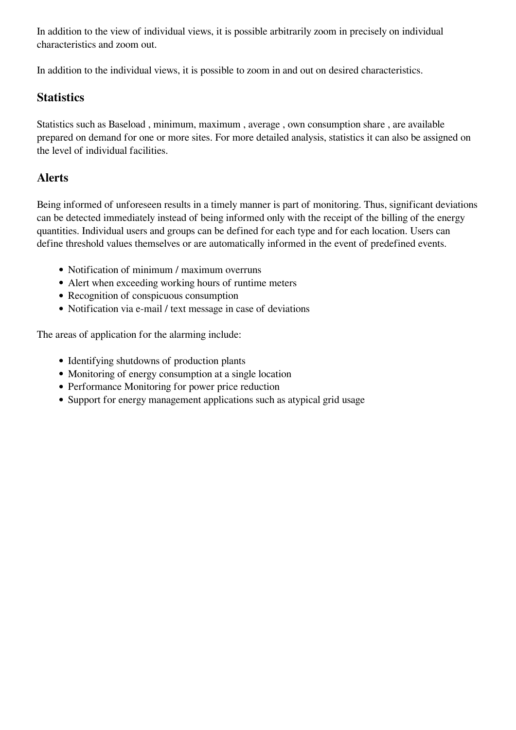In addition to the view of individual views, it is possible arbitrarily zoom in precisely on individual characteristics and zoom out.

In addition to the individual views, it is possible to zoom in and out on desired characteristics.

## Statistics

Statistics such as Baseload , minimum, maximum , average , own consumption share , are available prepared on demand for one or more sites. For more detailed analysis, statistics it can also be assigned on the level of individual facilities.

## Alerts

Being informed of unforeseen results in a timely manner is part of monitoring. Thus, significant deviations can be detected immediately instead of being informed only with the receipt of the billing of the energy quantities. Individual users and groups can be defined for each type and for each location. Users can define threshold values themselves or are automatically informed in the event of predefined events.

- Notification of minimum / maximum overruns
- Alert when exceeding working hours of runtime meters
- Recognition of conspicuous consumption
- Notification via e-mail / text message in case of deviations

The areas of application for the alarming include:

- Identifying shutdowns of production plants
- Monitoring of energy consumption at a single location
- Performance Monitoring for power price reduction
- Support for energy management applications such as atypical grid usage